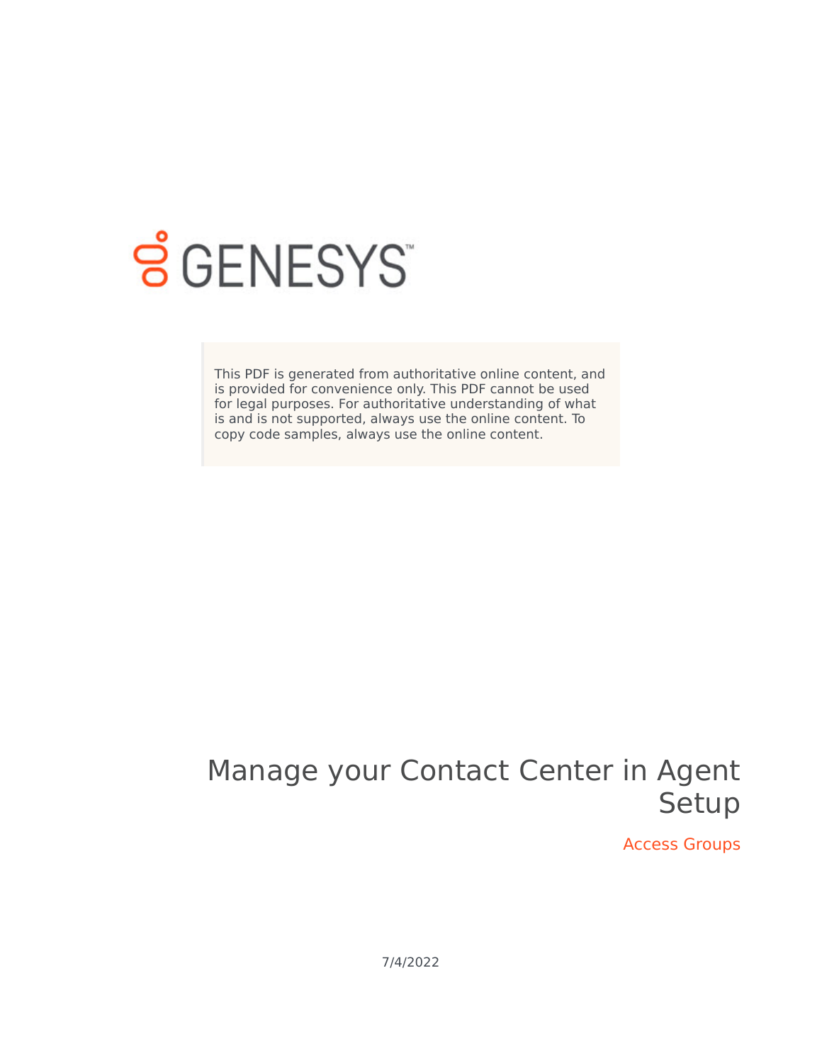GENESYS

This PDF is generated from authoritative online content, and is provided for convenience only. This PDF cannot be used for legal purposes. For authoritative understanding of what is and is not supported, always use the online content. To copy code samples, always use the online content.

# Manage your Contact Center in Agent Setup

## Access Groups

7/4/2022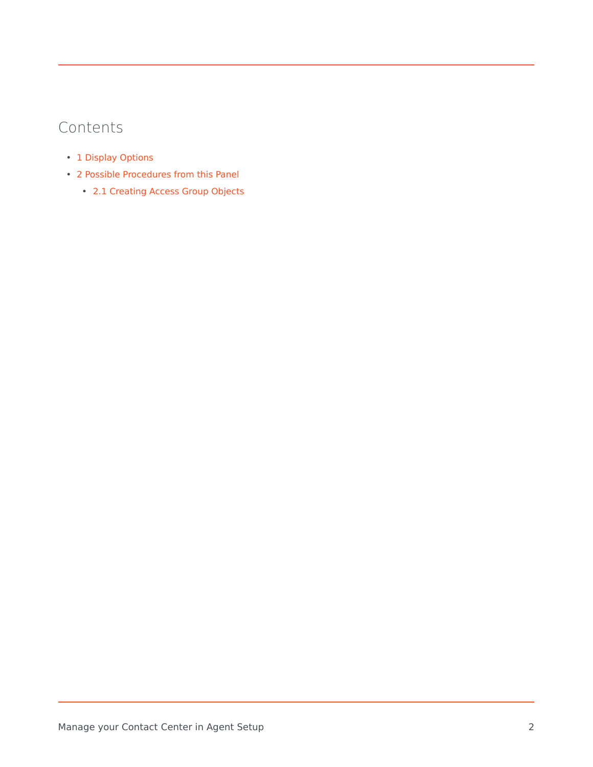## Contents

- 1 Display Options
- 2 Possible Procedures from this Panel
    - 2.1 Creating Access Group Objects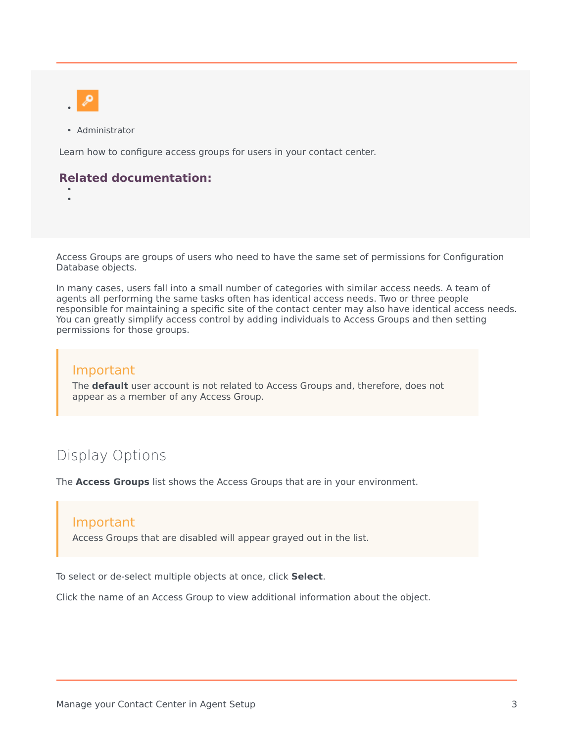- 
- Administrator

Learn how to configure access groups for users in your contact center.

**Related documentation:**

- 
- 

Access Groups are groups of users who need to have the same set of permissions for Configuration Database objects.

In many cases, users fall into a small number of categories with similar access needs. A team of agents all performing the same tasks often has identical access needs. Two or three people responsible for maintaining a specific site of the contact center may also have identical access needs. You can greatly simplify access control by adding individuals to Access Groups and then setting permissions for those groups.

> **Important**
> The **default** user account is not related to Access Groups and, therefore, does not appear as a member of any Access Group.

## Display Options

The **Access Groups** list shows the Access Groups that are in your environment.

> **Important**
> Access Groups that are disabled will appear grayed out in the list.

To select or de-select multiple objects at once, click **Select**.

Click the name of an Access Group to view additional information about the object.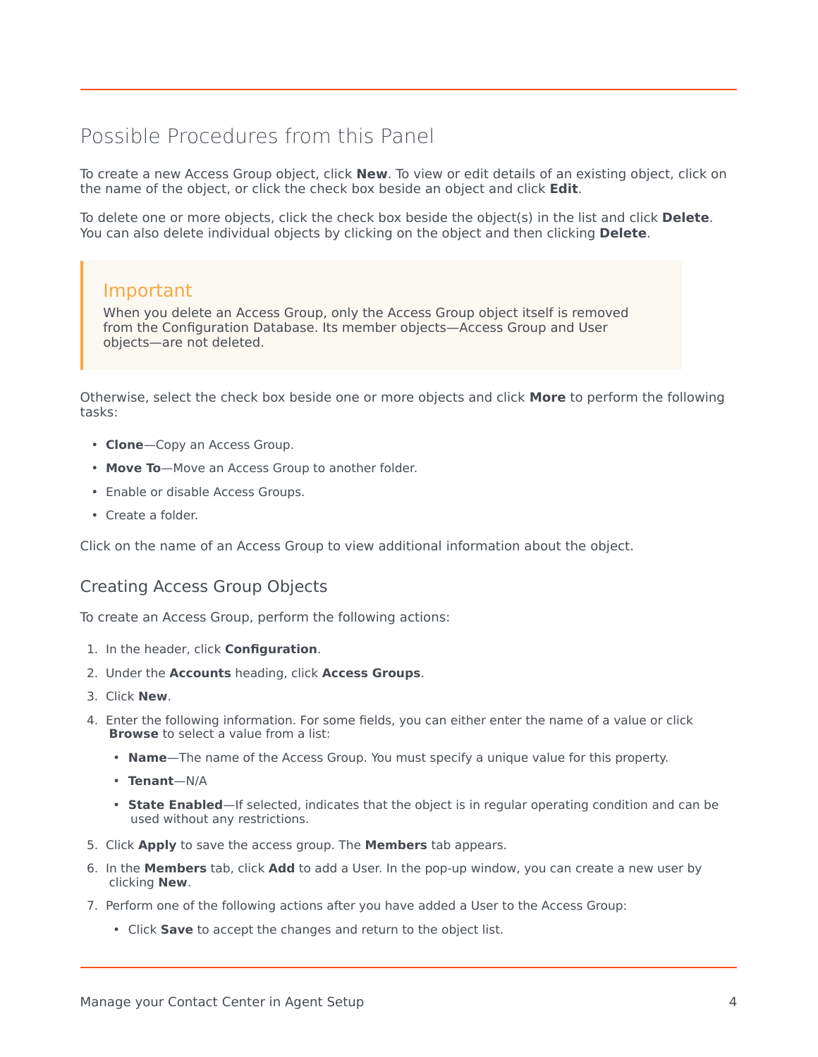## Possible Procedures from this Panel

To create a new Access Group object, click **New**. To view or edit details of an existing object, click on the name of the object, or click the check box beside an object and click **Edit**.

To delete one or more objects, click the check box beside the object(s) in the list and click **Delete**. You can also delete individual objects by clicking on the object and then clicking **Delete**.

> **Important**
>
> When you delete an Access Group, only the Access Group object itself is removed from the Configuration Database. Its member objects—Access Group and User objects—are not deleted.

Otherwise, select the check box beside one or more objects and click **More** to perform the following tasks:

- **Clone**—Copy an Access Group.
- **Move To**—Move an Access Group to another folder.
- Enable or disable Access Groups.
- Create a folder.

Click on the name of an Access Group to view additional information about the object.

### Creating Access Group Objects

To create an Access Group, perform the following actions:

1. In the header, click **Configuration**.
2. Under the **Accounts** heading, click **Access Groups**.
3. Click **New**.
4. Enter the following information. For some fields, you can either enter the name of a value or click **Browse** to select a value from a list:
   - **Name**—The name of the Access Group. You must specify a unique value for this property.
   - **Tenant**—N/A
   - **State Enabled**—If selected, indicates that the object is in regular operating condition and can be used without any restrictions.
5. Click **Apply** to save the access group. The **Members** tab appears.
6. In the **Members** tab, click **Add** to add a User. In the pop-up window, you can create a new user by clicking **New**.
7. Perform one of the following actions after you have added a User to the Access Group:
   - Click **Save** to accept the changes and return to the object list.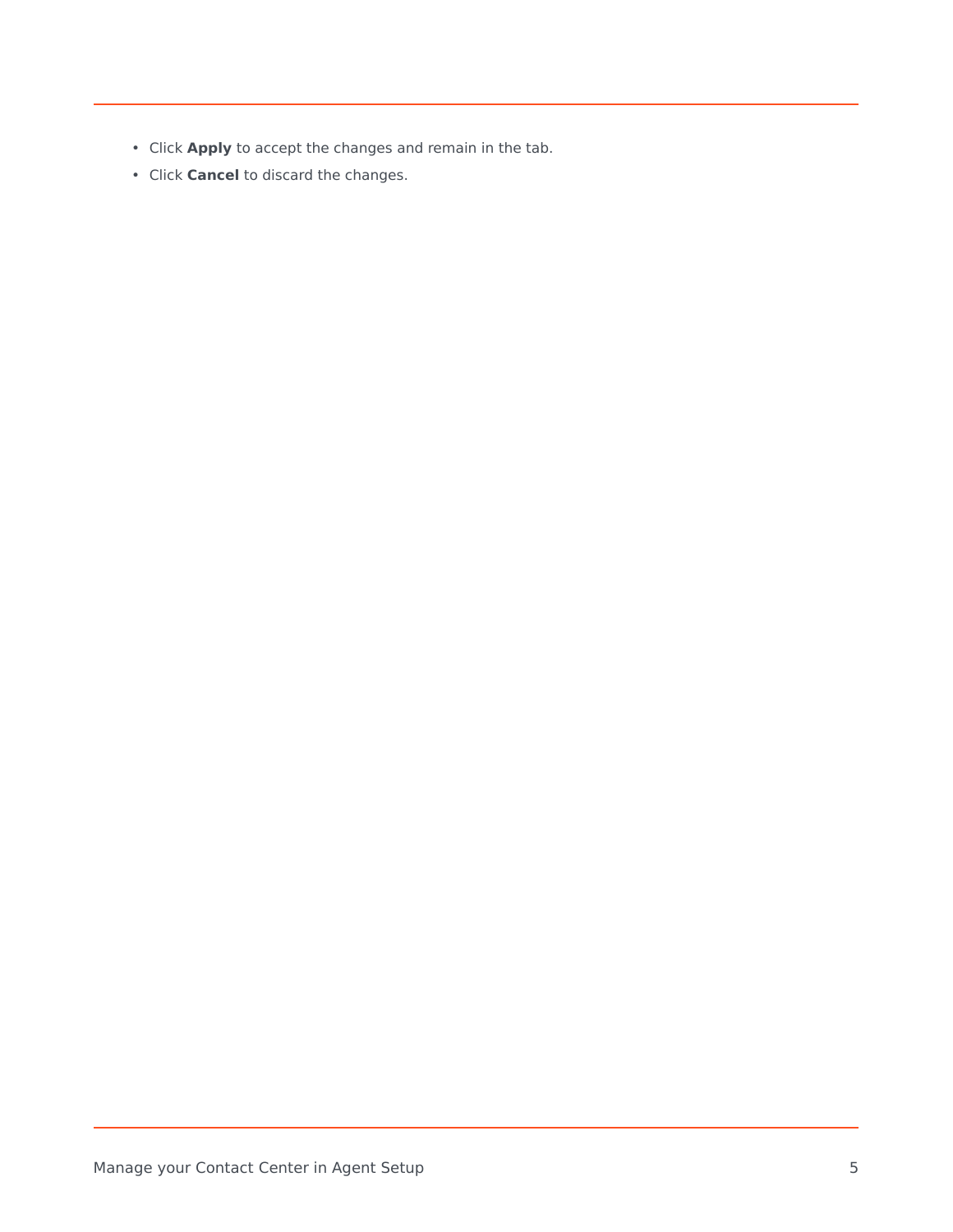- Click **Apply** to accept the changes and remain in the tab.
- Click **Cancel** to discard the changes.